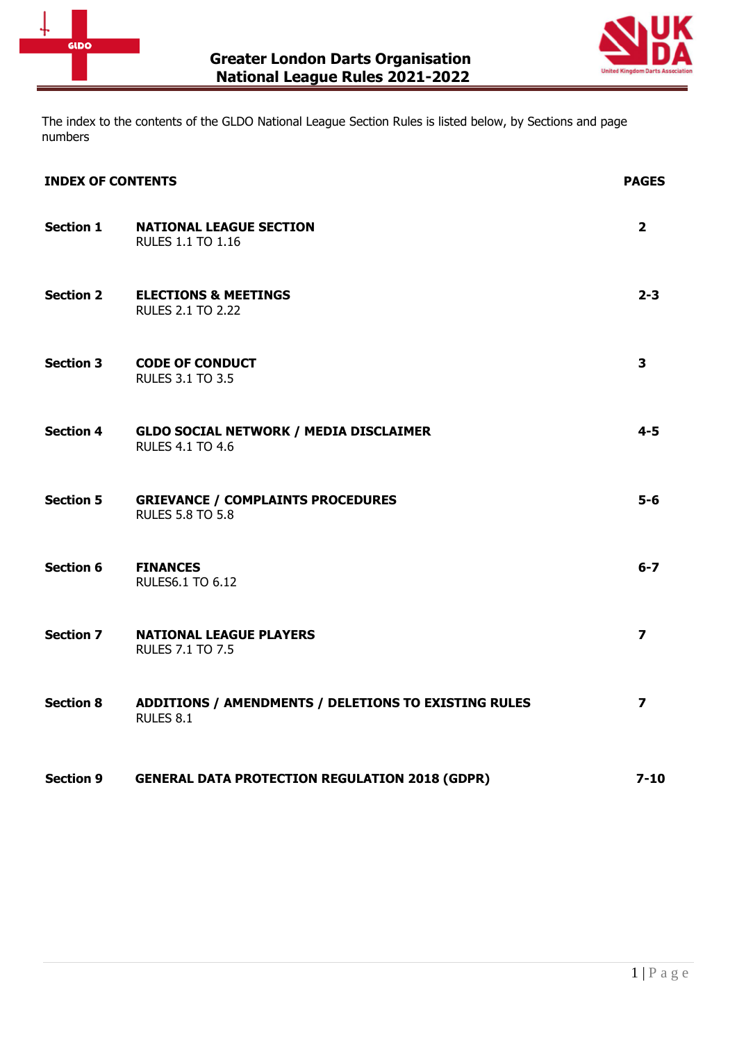# Greater London Darts Organisation
# National League Rules 2021-2022

The index to the contents of the GLDO National League Section Rules is listed below, by Sections and page numbers

| **INDEX OF CONTENTS** | | **PAGES** |
|---|---|---|
| **Section 1** | **NATIONAL LEAGUE SECTION**<br>RULES 1.1 TO 1.16 | **2** |
| **Section 2** | **ELECTIONS & MEETINGS**<br>RULES 2.1 TO 2.22 | **2-3** |
| **Section 3** | **CODE OF CONDUCT**<br>RULES 3.1 TO 3.5 | **3** |
| **Section 4** | **GLDO SOCIAL NETWORK / MEDIA DISCLAIMER**<br>RULES 4.1 TO 4.6 | **4-5** |
| **Section 5** | **GRIEVANCE / COMPLAINTS PROCEDURES**<br>RULES 5.8 TO 5.8 | **5-6** |
| **Section 6** | **FINANCES**<br>RULES6.1 TO 6.12 | **6-7** |
| **Section 7** | **NATIONAL LEAGUE PLAYERS**<br>RULES 7.1 TO 7.5 | **7** |
| **Section 8** | **ADDITIONS / AMENDMENTS / DELETIONS TO EXISTING RULES**<br>RULES 8.1 | **7** |
| **Section 9** | **GENERAL DATA PROTECTION REGULATION 2018 (GDPR)** | **7-10** |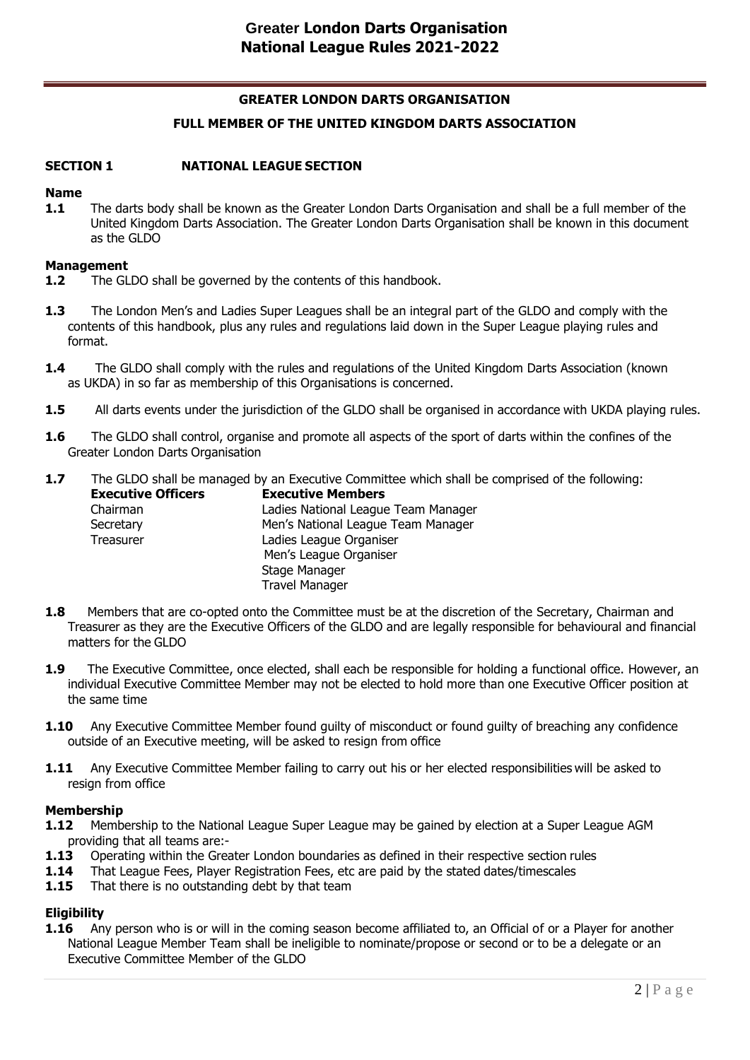# GREATER LONDON DARTS ORGANISATION

## FULL MEMBER OF THE UNITED KINGDOM DARTS ASSOCIATION

### SECTION 1 NATIONAL LEAGUE SECTION

**Name**

**1.1** The darts body shall be known as the Greater London Darts Organisation and shall be a full member of the United Kingdom Darts Association. The Greater London Darts Organisation shall be known in this document as the GLDO

**Management**

**1.2** The GLDO shall be governed by the contents of this handbook.

**1.3** The London Men's and Ladies Super Leagues shall be an integral part of the GLDO and comply with the contents of this handbook, plus any rules and regulations laid down in the Super League playing rules and format.

**1.4** The GLDO shall comply with the rules and regulations of the United Kingdom Darts Association (known as UKDA) in so far as membership of this Organisations is concerned.

**1.5** All darts events under the jurisdiction of the GLDO shall be organised in accordance with UKDA playing rules.

**1.6** The GLDO shall control, organise and promote all aspects of the sport of darts within the confines of the Greater London Darts Organisation

**1.7** The GLDO shall be managed by an Executive Committee which shall be comprised of the following:

| **Executive Officers** | **Executive Members** |
|---|---|
| Chairman | Ladies National League Team Manager |
| Secretary | Men's National League Team Manager |
| Treasurer | Ladies League Organiser |
| | Men's League Organiser |
| | Stage Manager |
| | Travel Manager |

**1.8** Members that are co-opted onto the Committee must be at the discretion of the Secretary, Chairman and Treasurer as they are the Executive Officers of the GLDO and are legally responsible for behavioural and financial matters for the GLDO

**1.9** The Executive Committee, once elected, shall each be responsible for holding a functional office. However, an individual Executive Committee Member may not be elected to hold more than one Executive Officer position at the same time

**1.10** Any Executive Committee Member found guilty of misconduct or found guilty of breaching any confidence outside of an Executive meeting, will be asked to resign from office

**1.11** Any Executive Committee Member failing to carry out his or her elected responsibilities will be asked to resign from office

**Membership**

**1.12** Membership to the National League Super League may be gained by election at a Super League AGM providing that all teams are:-

**1.13** Operating within the Greater London boundaries as defined in their respective section rules

**1.14** That League Fees, Player Registration Fees, etc are paid by the stated dates/timescales

**1.15** That there is no outstanding debt by that team

**Eligibility**

**1.16** Any person who is or will in the coming season become affiliated to, an Official of or a Player for another National League Member Team shall be ineligible to nominate/propose or second or to be a delegate or an Executive Committee Member of the GLDO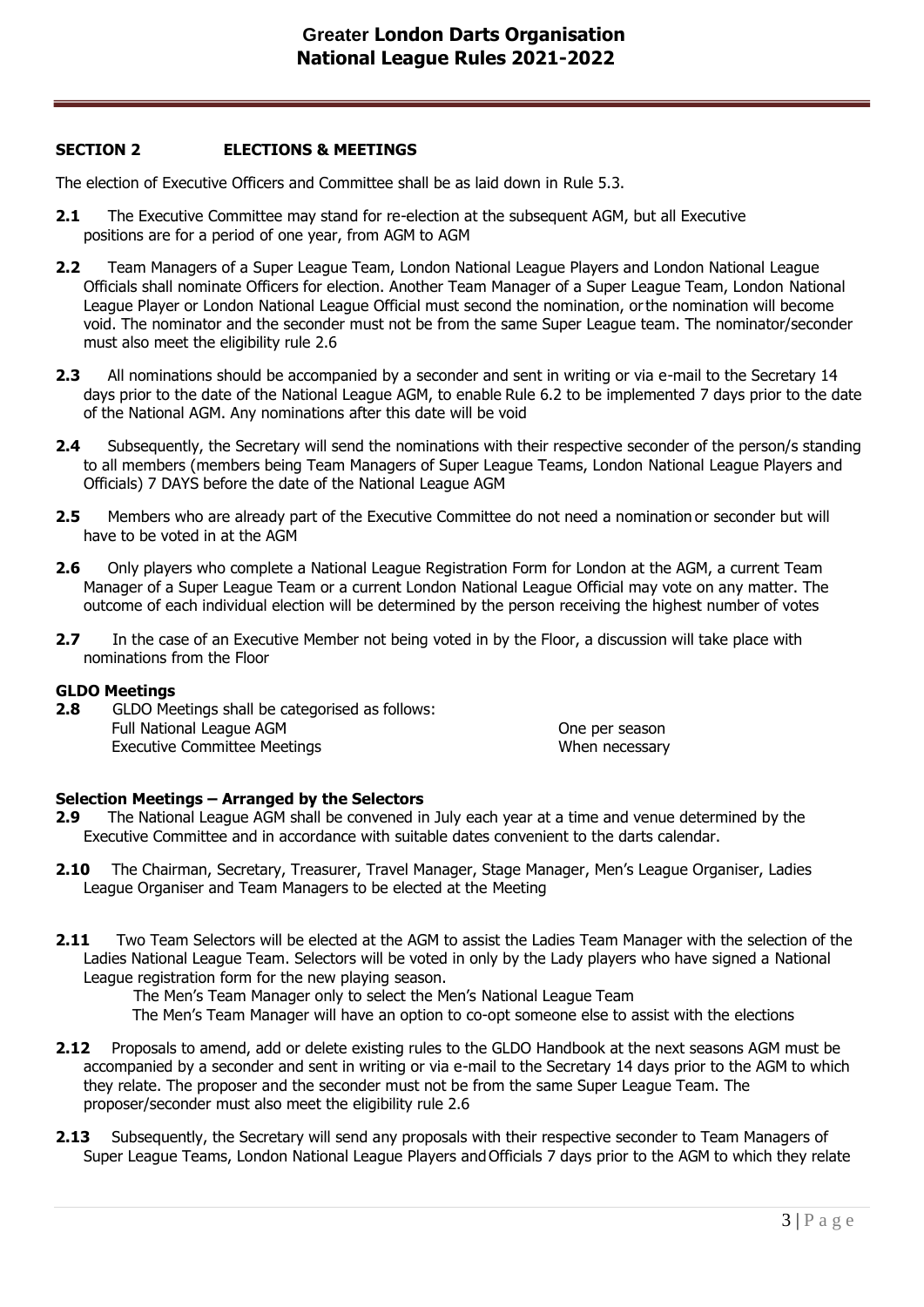## SECTION 2 ELECTIONS & MEETINGS

The election of Executive Officers and Committee shall be as laid down in Rule 5.3.

**2.1** The Executive Committee may stand for re-election at the subsequent AGM, but all Executive positions are for a period of one year, from AGM to AGM

**2.2** Team Managers of a Super League Team, London National League Players and London National League Officials shall nominate Officers for election. Another Team Manager of a Super League Team, London National League Player or London National League Official must second the nomination, or the nomination will become void. The nominator and the seconder must not be from the same Super League team. The nominator/seconder must also meet the eligibility rule 2.6

**2.3** All nominations should be accompanied by a seconder and sent in writing or via e-mail to the Secretary 14 days prior to the date of the National League AGM, to enable Rule 6.2 to be implemented 7 days prior to the date of the National AGM. Any nominations after this date will be void

**2.4** Subsequently, the Secretary will send the nominations with their respective seconder of the person/s standing to all members (members being Team Managers of Super League Teams, London National League Players and Officials) 7 DAYS before the date of the National League AGM

**2.5** Members who are already part of the Executive Committee do not need a nomination or seconder but will have to be voted in at the AGM

**2.6** Only players who complete a National League Registration Form for London at the AGM, a current Team Manager of a Super League Team or a current London National League Official may vote on any matter. The outcome of each individual election will be determined by the person receiving the highest number of votes

**2.7** In the case of an Executive Member not being voted in by the Floor, a discussion will take place with nominations from the Floor

### GLDO Meetings

**2.8** GLDO Meetings shall be categorised as follows:

| | |
|---|---|
| Full National League AGM | One per season |
| Executive Committee Meetings | When necessary |

### Selection Meetings – Arranged by the Selectors

**2.9** The National League AGM shall be convened in July each year at a time and venue determined by the Executive Committee and in accordance with suitable dates convenient to the darts calendar.

**2.10** The Chairman, Secretary, Treasurer, Travel Manager, Stage Manager, Men's League Organiser, Ladies League Organiser and Team Managers to be elected at the Meeting

**2.11** Two Team Selectors will be elected at the AGM to assist the Ladies Team Manager with the selection of the Ladies National League Team. Selectors will be voted in only by the Lady players who have signed a National League registration form for the new playing season.

The Men's Team Manager only to select the Men's National League Team

The Men's Team Manager will have an option to co-opt someone else to assist with the elections

**2.12** Proposals to amend, add or delete existing rules to the GLDO Handbook at the next seasons AGM must be accompanied by a seconder and sent in writing or via e-mail to the Secretary 14 days prior to the AGM to which they relate. The proposer and the seconder must not be from the same Super League Team. The proposer/seconder must also meet the eligibility rule 2.6

**2.13** Subsequently, the Secretary will send any proposals with their respective seconder to Team Managers of Super League Teams, London National League Players and Officials 7 days prior to the AGM to which they relate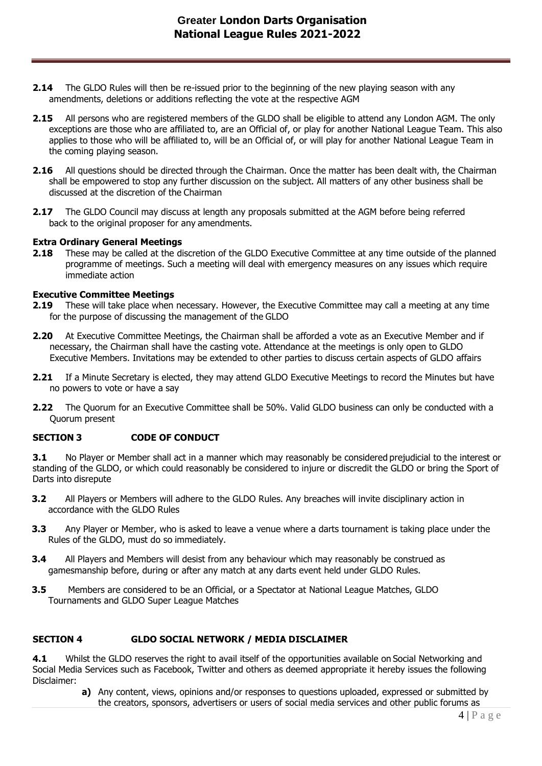**2.14** The GLDO Rules will then be re-issued prior to the beginning of the new playing season with any amendments, deletions or additions reflecting the vote at the respective AGM

**2.15** All persons who are registered members of the GLDO shall be eligible to attend any London AGM. The only exceptions are those who are affiliated to, are an Official of, or play for another National League Team. This also applies to those who will be affiliated to, will be an Official of, or will play for another National League Team in the coming playing season.

**2.16** All questions should be directed through the Chairman. Once the matter has been dealt with, the Chairman shall be empowered to stop any further discussion on the subject. All matters of any other business shall be discussed at the discretion of the Chairman

**2.17** The GLDO Council may discuss at length any proposals submitted at the AGM before being referred back to the original proposer for any amendments.

**Extra Ordinary General Meetings**

**2.18** These may be called at the discretion of the GLDO Executive Committee at any time outside of the planned programme of meetings. Such a meeting will deal with emergency measures on any issues which require immediate action

**Executive Committee Meetings**

**2.19** These will take place when necessary. However, the Executive Committee may call a meeting at any time for the purpose of discussing the management of the GLDO

**2.20** At Executive Committee Meetings, the Chairman shall be afforded a vote as an Executive Member and if necessary, the Chairman shall have the casting vote. Attendance at the meetings is only open to GLDO Executive Members. Invitations may be extended to other parties to discuss certain aspects of GLDO affairs

**2.21** If a Minute Secretary is elected, they may attend GLDO Executive Meetings to record the Minutes but have no powers to vote or have a say

**2.22** The Quorum for an Executive Committee shall be 50%. Valid GLDO business can only be conducted with a Quorum present

## SECTION 3 CODE OF CONDUCT

**3.1** No Player or Member shall act in a manner which may reasonably be considered prejudicial to the interest or standing of the GLDO, or which could reasonably be considered to injure or discredit the GLDO or bring the Sport of Darts into disrepute

**3.2** All Players or Members will adhere to the GLDO Rules. Any breaches will invite disciplinary action in accordance with the GLDO Rules

**3.3** Any Player or Member, who is asked to leave a venue where a darts tournament is taking place under the Rules of the GLDO, must do so immediately.

**3.4** All Players and Members will desist from any behaviour which may reasonably be construed as gamesmanship before, during or after any match at any darts event held under GLDO Rules.

**3.5** Members are considered to be an Official, or a Spectator at National League Matches, GLDO Tournaments and GLDO Super League Matches

## SECTION 4 GLDO SOCIAL NETWORK / MEDIA DISCLAIMER

**4.1** Whilst the GLDO reserves the right to avail itself of the opportunities available on Social Networking and Social Media Services such as Facebook, Twitter and others as deemed appropriate it hereby issues the following Disclaimer:

**a)** Any content, views, opinions and/or responses to questions uploaded, expressed or submitted by the creators, sponsors, advertisers or users of social media services and other public forums as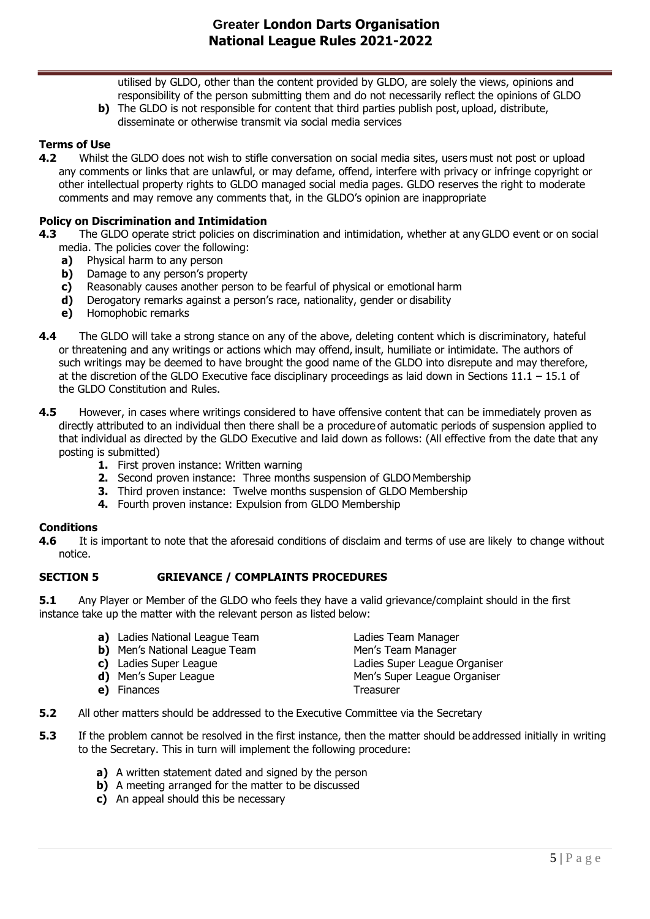utilised by GLDO, other than the content provided by GLDO, are solely the views, opinions and responsibility of the person submitting them and do not necessarily reflect the opinions of GLDO

**b)** The GLDO is not responsible for content that third parties publish post, upload, distribute, disseminate or otherwise transmit via social media services

**Terms of Use**

**4.2** Whilst the GLDO does not wish to stifle conversation on social media sites, users must not post or upload any comments or links that are unlawful, or may defame, offend, interfere with privacy or infringe copyright or other intellectual property rights to GLDO managed social media pages. GLDO reserves the right to moderate comments and may remove any comments that, in the GLDO's opinion are inappropriate

**Policy on Discrimination and Intimidation**

**4.3** The GLDO operate strict policies on discrimination and intimidation, whether at any GLDO event or on social media. The policies cover the following:

- **a)** Physical harm to any person
- **b)** Damage to any person's property
- **c)** Reasonably causes another person to be fearful of physical or emotional harm
- **d)** Derogatory remarks against a person's race, nationality, gender or disability
- **e)** Homophobic remarks

**4.4** The GLDO will take a strong stance on any of the above, deleting content which is discriminatory, hateful or threatening and any writings or actions which may offend, insult, humiliate or intimidate. The authors of such writings may be deemed to have brought the good name of the GLDO into disrepute and may therefore, at the discretion of the GLDO Executive face disciplinary proceedings as laid down in Sections 11.1 – 15.1 of the GLDO Constitution and Rules.

**4.5** However, in cases where writings considered to have offensive content that can be immediately proven as directly attributed to an individual then there shall be a procedure of automatic periods of suspension applied to that individual as directed by the GLDO Executive and laid down as follows: (All effective from the date that any posting is submitted)

1. First proven instance: Written warning
2. Second proven instance: Three months suspension of GLDO Membership
3. Third proven instance: Twelve months suspension of GLDO Membership
4. Fourth proven instance: Expulsion from GLDO Membership

**Conditions**

**4.6** It is important to note that the aforesaid conditions of disclaim and terms of use are likely to change without notice.

## SECTION 5 GRIEVANCE / COMPLAINTS PROCEDURES

**5.1** Any Player or Member of the GLDO who feels they have a valid grievance/complaint should in the first instance take up the matter with the relevant person as listed below:

| | |
|---|---|
| **a)** Ladies National League Team | Ladies Team Manager |
| **b)** Men's National League Team | Men's Team Manager |
| **c)** Ladies Super League | Ladies Super League Organiser |
| **d)** Men's Super League | Men's Super League Organiser |
| **e)** Finances | Treasurer |

**5.2** All other matters should be addressed to the Executive Committee via the Secretary

**5.3** If the problem cannot be resolved in the first instance, then the matter should be addressed initially in writing to the Secretary. This in turn will implement the following procedure:

- **a)** A written statement dated and signed by the person
- **b)** A meeting arranged for the matter to be discussed
- **c)** An appeal should this be necessary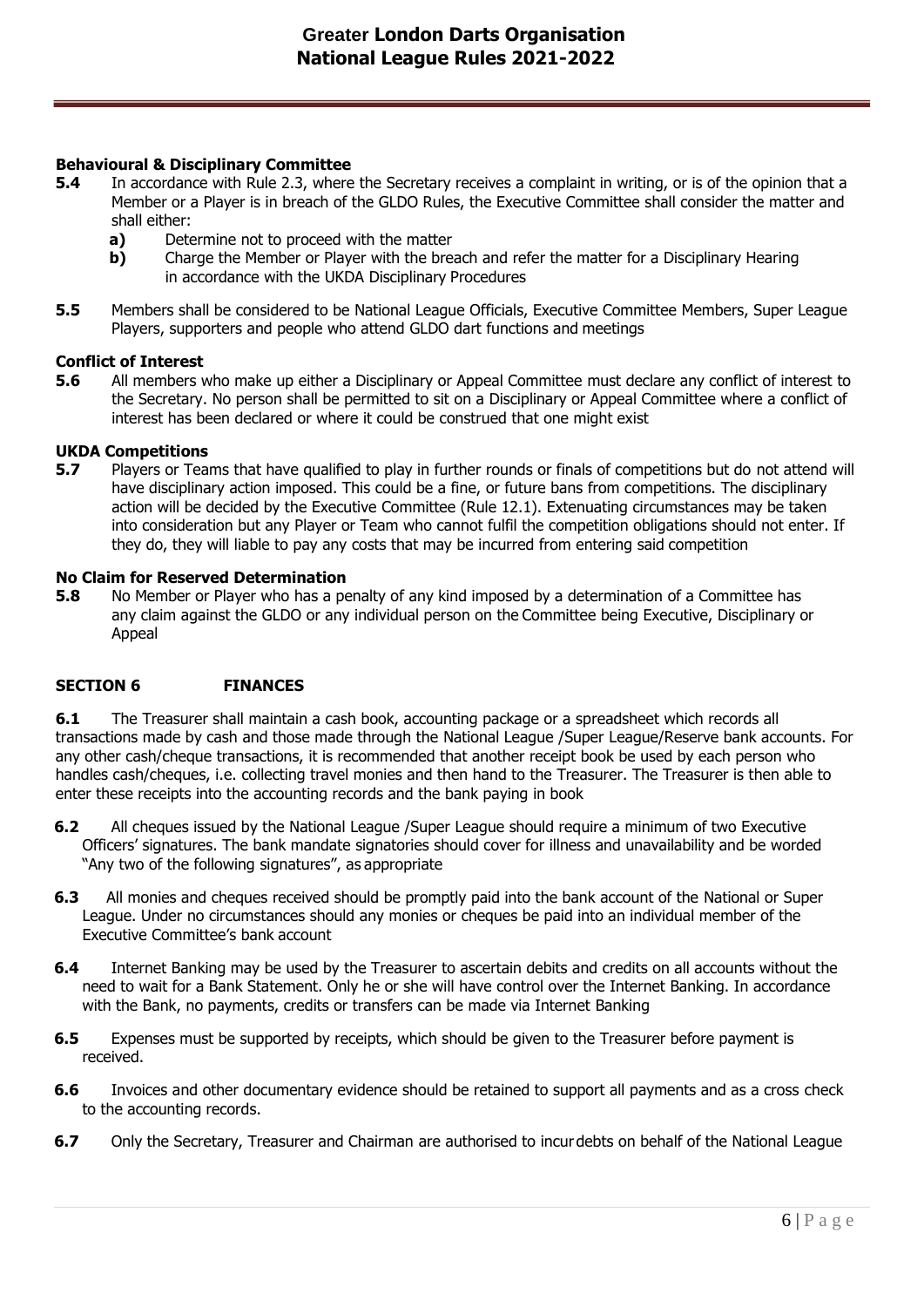### Behavioural & Disciplinary Committee

**5.4** In accordance with Rule 2.3, where the Secretary receives a complaint in writing, or is of the opinion that a Member or a Player is in breach of the GLDO Rules, the Executive Committee shall consider the matter and shall either:

- **a)** Determine not to proceed with the matter
- **b)** Charge the Member or Player with the breach and refer the matter for a Disciplinary Hearing in accordance with the UKDA Disciplinary Procedures

**5.5** Members shall be considered to be National League Officials, Executive Committee Members, Super League Players, supporters and people who attend GLDO dart functions and meetings

### Conflict of Interest

**5.6** All members who make up either a Disciplinary or Appeal Committee must declare any conflict of interest to the Secretary. No person shall be permitted to sit on a Disciplinary or Appeal Committee where a conflict of interest has been declared or where it could be construed that one might exist

### UKDA Competitions

**5.7** Players or Teams that have qualified to play in further rounds or finals of competitions but do not attend will have disciplinary action imposed. This could be a fine, or future bans from competitions. The disciplinary action will be decided by the Executive Committee (Rule 12.1). Extenuating circumstances may be taken into consideration but any Player or Team who cannot fulfil the competition obligations should not enter. If they do, they will liable to pay any costs that may be incurred from entering said competition

### No Claim for Reserved Determination

**5.8** No Member or Player who has a penalty of any kind imposed by a determination of a Committee has any claim against the GLDO or any individual person on the Committee being Executive, Disciplinary or Appeal

## SECTION 6 FINANCES

**6.1** The Treasurer shall maintain a cash book, accounting package or a spreadsheet which records all transactions made by cash and those made through the National League /Super League/Reserve bank accounts. For any other cash/cheque transactions, it is recommended that another receipt book be used by each person who handles cash/cheques, i.e. collecting travel monies and then hand to the Treasurer. The Treasurer is then able to enter these receipts into the accounting records and the bank paying in book

**6.2** All cheques issued by the National League /Super League should require a minimum of two Executive Officers' signatures. The bank mandate signatories should cover for illness and unavailability and be worded "Any two of the following signatures", as appropriate

**6.3** All monies and cheques received should be promptly paid into the bank account of the National or Super League. Under no circumstances should any monies or cheques be paid into an individual member of the Executive Committee's bank account

**6.4** Internet Banking may be used by the Treasurer to ascertain debits and credits on all accounts without the need to wait for a Bank Statement. Only he or she will have control over the Internet Banking. In accordance with the Bank, no payments, credits or transfers can be made via Internet Banking

**6.5** Expenses must be supported by receipts, which should be given to the Treasurer before payment is received.

**6.6** Invoices and other documentary evidence should be retained to support all payments and as a cross check to the accounting records.

**6.7** Only the Secretary, Treasurer and Chairman are authorised to incur debts on behalf of the National League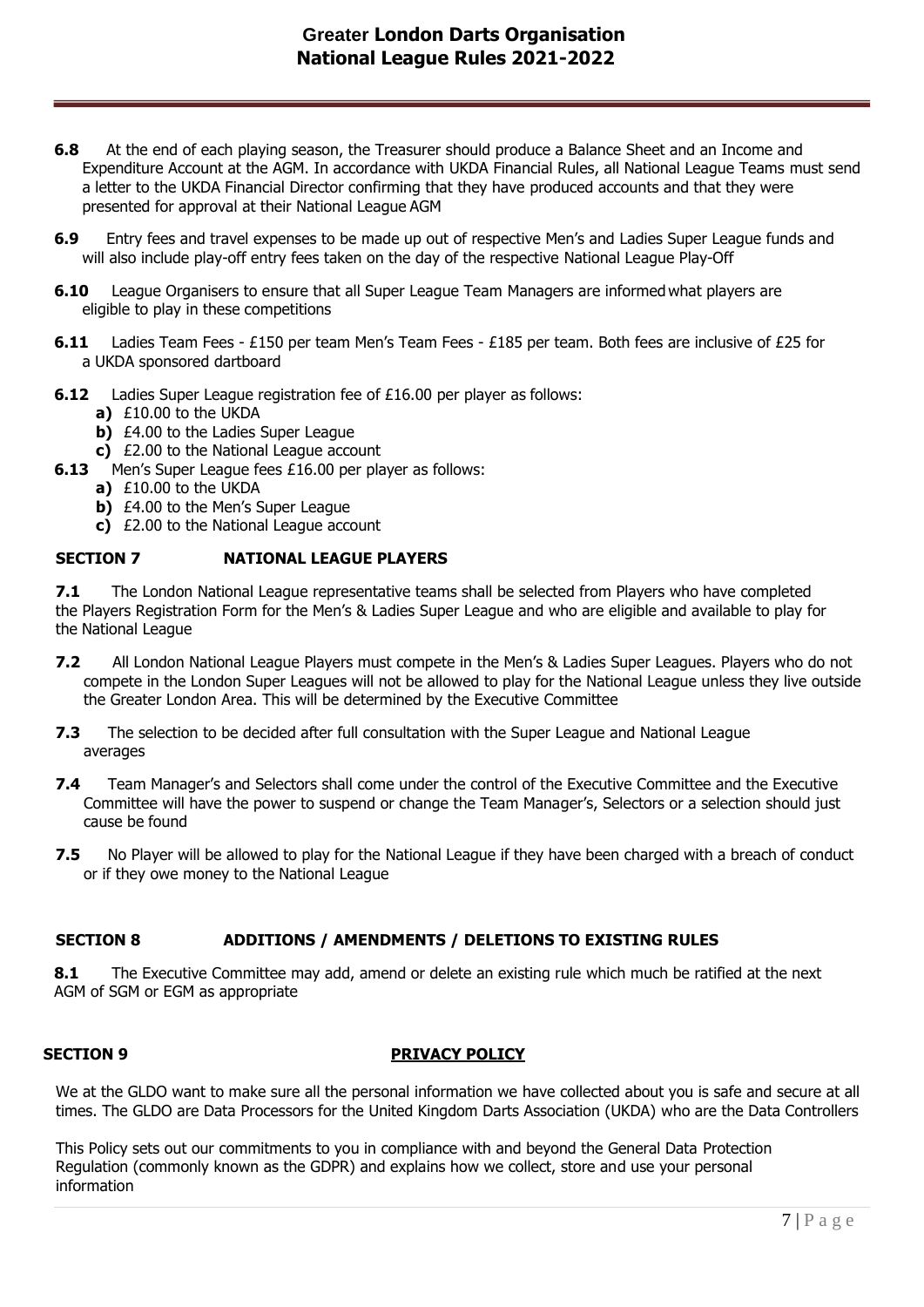**6.8** At the end of each playing season, the Treasurer should produce a Balance Sheet and an Income and Expenditure Account at the AGM. In accordance with UKDA Financial Rules, all National League Teams must send a letter to the UKDA Financial Director confirming that they have produced accounts and that they were presented for approval at their National League AGM

**6.9** Entry fees and travel expenses to be made up out of respective Men's and Ladies Super League funds and will also include play-off entry fees taken on the day of the respective National League Play-Off

**6.10** League Organisers to ensure that all Super League Team Managers are informed what players are eligible to play in these competitions

**6.11** Ladies Team Fees - £150 per team Men's Team Fees - £185 per team. Both fees are inclusive of £25 for a UKDA sponsored dartboard

**6.12** Ladies Super League registration fee of £16.00 per player as follows:

- **a)** £10.00 to the UKDA
- **b)** £4.00 to the Ladies Super League
- **c)** £2.00 to the National League account

**6.13** Men's Super League fees £16.00 per player as follows:

- **a)** £10.00 to the UKDA
- **b)** £4.00 to the Men's Super League
- **c)** £2.00 to the National League account

## SECTION 7 NATIONAL LEAGUE PLAYERS

**7.1** The London National League representative teams shall be selected from Players who have completed the Players Registration Form for the Men's & Ladies Super League and who are eligible and available to play for the National League

**7.2** All London National League Players must compete in the Men's & Ladies Super Leagues. Players who do not compete in the London Super Leagues will not be allowed to play for the National League unless they live outside the Greater London Area. This will be determined by the Executive Committee

**7.3** The selection to be decided after full consultation with the Super League and National League averages

**7.4** Team Manager's and Selectors shall come under the control of the Executive Committee and the Executive Committee will have the power to suspend or change the Team Manager's, Selectors or a selection should just cause be found

**7.5** No Player will be allowed to play for the National League if they have been charged with a breach of conduct or if they owe money to the National League

## SECTION 8 ADDITIONS / AMENDMENTS / DELETIONS TO EXISTING RULES

**8.1** The Executive Committee may add, amend or delete an existing rule which much be ratified at the next AGM of SGM or EGM as appropriate

## SECTION 9 PRIVACY POLICY

We at the GLDO want to make sure all the personal information we have collected about you is safe and secure at all times. The GLDO are Data Processors for the United Kingdom Darts Association (UKDA) who are the Data Controllers

This Policy sets out our commitments to you in compliance with and beyond the General Data Protection Regulation (commonly known as the GDPR) and explains how we collect, store and use your personal information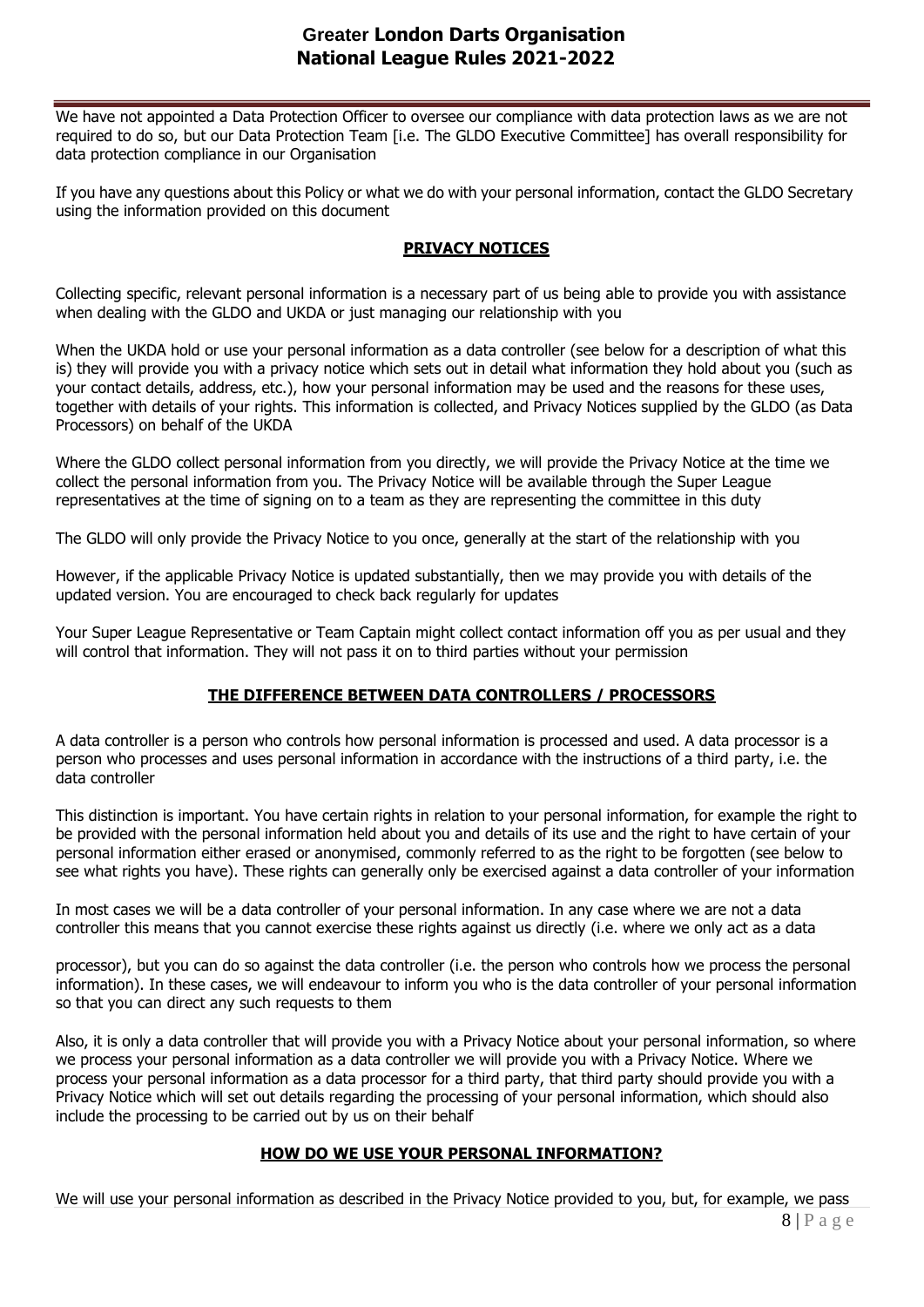We have not appointed a Data Protection Officer to oversee our compliance with data protection laws as we are not required to do so, but our Data Protection Team [i.e. The GLDO Executive Committee] has overall responsibility for data protection compliance in our Organisation

If you have any questions about this Policy or what we do with your personal information, contact the GLDO Secretary using the information provided on this document

## PRIVACY NOTICES

Collecting specific, relevant personal information is a necessary part of us being able to provide you with assistance when dealing with the GLDO and UKDA or just managing our relationship with you

When the UKDA hold or use your personal information as a data controller (see below for a description of what this is) they will provide you with a privacy notice which sets out in detail what information they hold about you (such as your contact details, address, etc.), how your personal information may be used and the reasons for these uses, together with details of your rights. This information is collected, and Privacy Notices supplied by the GLDO (as Data Processors) on behalf of the UKDA

Where the GLDO collect personal information from you directly, we will provide the Privacy Notice at the time we collect the personal information from you. The Privacy Notice will be available through the Super League representatives at the time of signing on to a team as they are representing the committee in this duty

The GLDO will only provide the Privacy Notice to you once, generally at the start of the relationship with you

However, if the applicable Privacy Notice is updated substantially, then we may provide you with details of the updated version. You are encouraged to check back regularly for updates

Your Super League Representative or Team Captain might collect contact information off you as per usual and they will control that information. They will not pass it on to third parties without your permission

## THE DIFFERENCE BETWEEN DATA CONTROLLERS / PROCESSORS

A data controller is a person who controls how personal information is processed and used. A data processor is a person who processes and uses personal information in accordance with the instructions of a third party, i.e. the data controller

This distinction is important. You have certain rights in relation to your personal information, for example the right to be provided with the personal information held about you and details of its use and the right to have certain of your personal information either erased or anonymised, commonly referred to as the right to be forgotten (see below to see what rights you have). These rights can generally only be exercised against a data controller of your information

In most cases we will be a data controller of your personal information. In any case where we are not a data controller this means that you cannot exercise these rights against us directly (i.e. where we only act as a data processor), but you can do so against the data controller (i.e. the person who controls how we process the personal information). In these cases, we will endeavour to inform you who is the data controller of your personal information so that you can direct any such requests to them

Also, it is only a data controller that will provide you with a Privacy Notice about your personal information, so where we process your personal information as a data controller we will provide you with a Privacy Notice. Where we process your personal information as a data processor for a third party, that third party should provide you with a Privacy Notice which will set out details regarding the processing of your personal information, which should also include the processing to be carried out by us on their behalf

## HOW DO WE USE YOUR PERSONAL INFORMATION?

We will use your personal information as described in the Privacy Notice provided to you, but, for example, we pass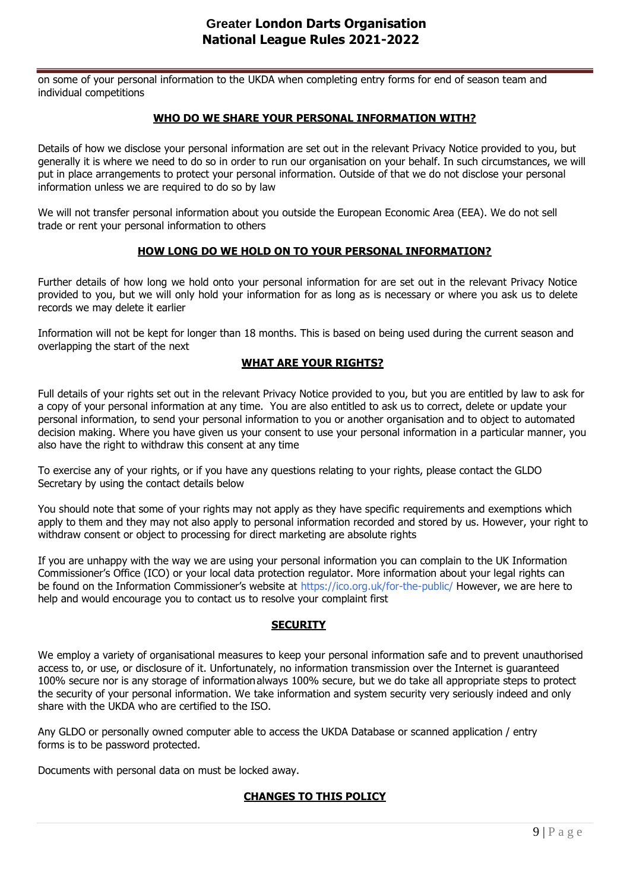on some of your personal information to the UKDA when completing entry forms for end of season team and individual competitions

## WHO DO WE SHARE YOUR PERSONAL INFORMATION WITH?

Details of how we disclose your personal information are set out in the relevant Privacy Notice provided to you, but generally it is where we need to do so in order to run our organisation on your behalf. In such circumstances, we will put in place arrangements to protect your personal information. Outside of that we do not disclose your personal information unless we are required to do so by law

We will not transfer personal information about you outside the European Economic Area (EEA). We do not sell trade or rent your personal information to others

## HOW LONG DO WE HOLD ON TO YOUR PERSONAL INFORMATION?

Further details of how long we hold onto your personal information for are set out in the relevant Privacy Notice provided to you, but we will only hold your information for as long as is necessary or where you ask us to delete records we may delete it earlier

Information will not be kept for longer than 18 months. This is based on being used during the current season and overlapping the start of the next

## WHAT ARE YOUR RIGHTS?

Full details of your rights set out in the relevant Privacy Notice provided to you, but you are entitled by law to ask for a copy of your personal information at any time. You are also entitled to ask us to correct, delete or update your personal information, to send your personal information to you or another organisation and to object to automated decision making. Where you have given us your consent to use your personal information in a particular manner, you also have the right to withdraw this consent at any time

To exercise any of your rights, or if you have any questions relating to your rights, please contact the GLDO Secretary by using the contact details below

You should note that some of your rights may not apply as they have specific requirements and exemptions which apply to them and they may not also apply to personal information recorded and stored by us. However, your right to withdraw consent or object to processing for direct marketing are absolute rights

If you are unhappy with the way we are using your personal information you can complain to the UK Information Commissioner's Office (ICO) or your local data protection regulator. More information about your legal rights can be found on the Information Commissioner's website at https://ico.org.uk/for-the-public/ However, we are here to help and would encourage you to contact us to resolve your complaint first

## SECURITY

We employ a variety of organisational measures to keep your personal information safe and to prevent unauthorised access to, or use, or disclosure of it. Unfortunately, no information transmission over the Internet is guaranteed 100% secure nor is any storage of information always 100% secure, but we do take all appropriate steps to protect the security of your personal information. We take information and system security very seriously indeed and only share with the UKDA who are certified to the ISO.

Any GLDO or personally owned computer able to access the UKDA Database or scanned application / entry forms is to be password protected.

Documents with personal data on must be locked away.

## CHANGES TO THIS POLICY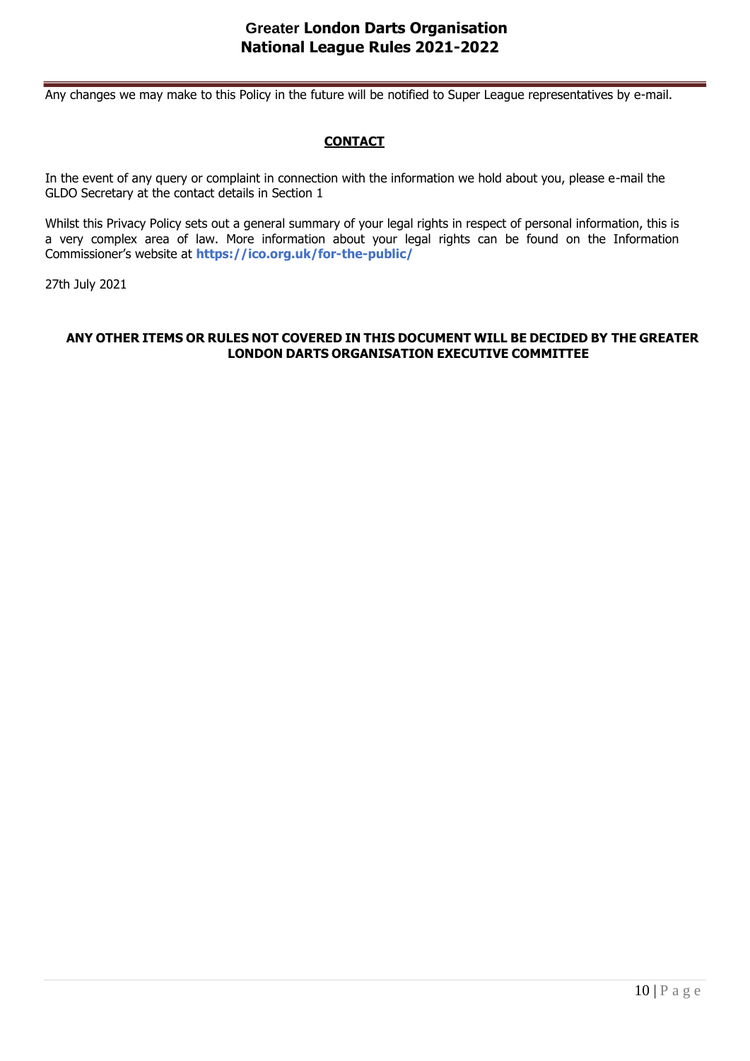Any changes we may make to this Policy in the future will be notified to Super League representatives by e-mail.

## CONTACT

In the event of any query or complaint in connection with the information we hold about you, please e-mail the GLDO Secretary at the contact details in Section 1

Whilst this Privacy Policy sets out a general summary of your legal rights in respect of personal information, this is a very complex area of law. More information about your legal rights can be found on the Information Commissioner's website at **https://ico.org.uk/for-the-public/**

27th July 2021

**ANY OTHER ITEMS OR RULES NOT COVERED IN THIS DOCUMENT WILL BE DECIDED BY THE GREATER LONDON DARTS ORGANISATION EXECUTIVE COMMITTEE**